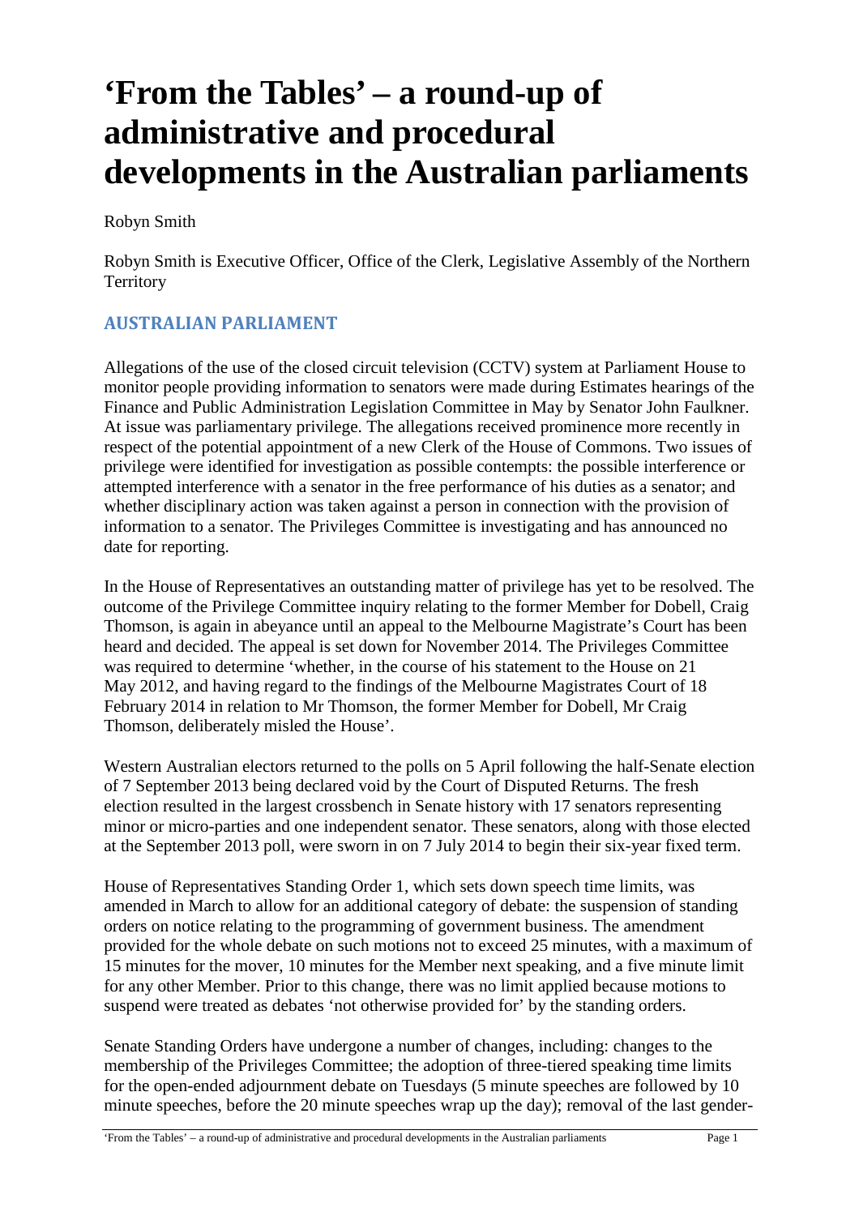# 'From the Tables' – a round-up of administrative and procedural developments in the Australian parliaments

Robyn Smith

Robyn Smith is Executive Officer, Office of the Clerk, Legislative Assembly of the Northern Territory

## AUSTRALIAN PARLIAMENT

Allegations of the use of the closed circuit television (CCTV) system at Parliament House to monitor people providing information to senators were made during Estimates hearings of the Finance and Public Administration Legislation Committee in May by Senator John Faulkner. At issue was parliamentary privilege. The allegations received prominence more recently in respect of the potential appointment of a new Clerk of the House of Commons. Two issues of privilege were identified for investigation as possible contempts: the possible interference or attempted interference with a senator in the free performance of his duties as a senator; and whether disciplinary action was taken against a person in connection with the provision of information to a senator. The Privileges Committee is investigating and has announced no date for reporting.

In the House of Representatives an outstanding matter of privilege has yet to be resolved. The outcome of the Privilege Committee inquiry relating to the former Member for Dobell, Craig Thomson, is again in abeyance until an appeal to the Melbourne Magistrate's Court has been heard and decided. The appeal is set down for November 2014. The Privileges Committee was required to determine 'whether, in the course of his statement to the House on 21 May 2012, and having regard to the findings of the Melbourne Magistrates Court of 18 February 2014 in relation to Mr Thomson, the former Member for Dobell, Mr Craig Thomson, deliberately misled the House'.

Western Australian electors returned to the polls on 5 April following the half-Senate election of 7 September 2013 being declared void by the Court of Disputed Returns. The fresh election resulted in the largest crossbench in Senate history with 17 senators representing minor or micro-parties and one independent senator. These senators, along with those elected at the September 2013 poll, were sworn in on 7 July 2014 to begin their six-year fixed term.

House of Representatives Standing Order 1, which sets down speech time limits, was amended in March to allow for an additional category of debate: the suspension of standing orders on notice relating to the programming of government business. The amendment provided for the whole debate on such motions not to exceed 25 minutes, with a maximum of 15 minutes for the mover, 10 minutes for the Member next speaking, and a five minute limit for any other Member. Prior to this change, there was no limit applied because motions to suspend were treated as debates 'not otherwise provided for' by the standing orders.

Senate Standing Orders have undergone a number of changes, including: changes to the membership of the Privileges Committee; the adoption of three-tiered speaking time limits for the open-ended adjournment debate on Tuesdays (5 minute speeches are followed by 10 minute speeches, before the 20 minute speeches wrap up the day); removal of the last gender-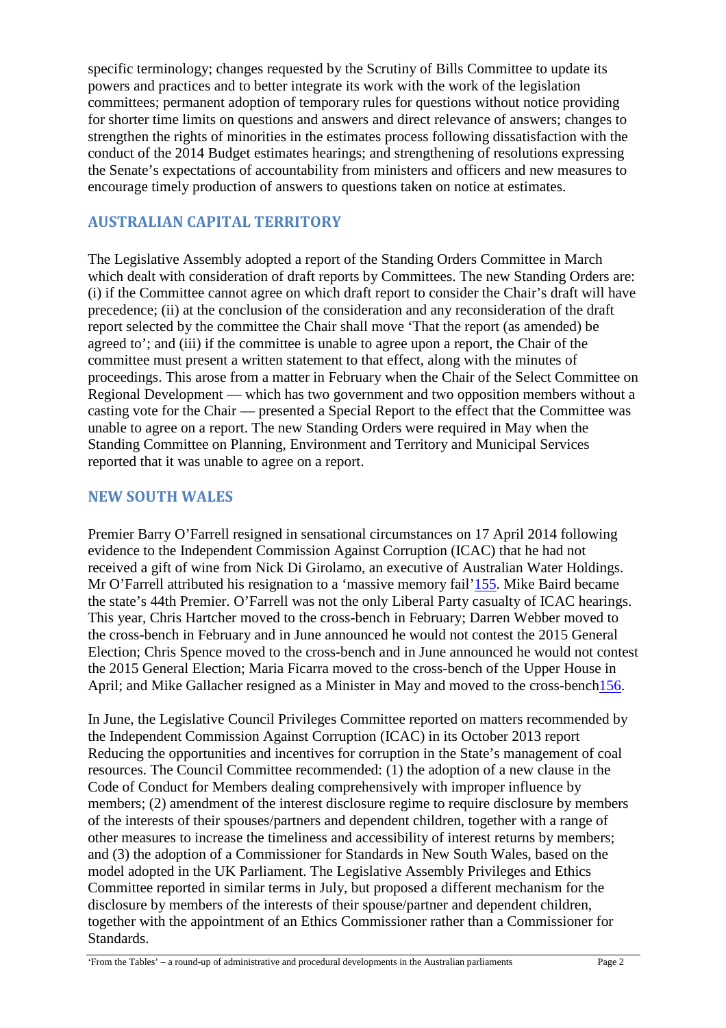specific terminology; changes requested by the Scrutiny of Bills Committee to update its powers and practices and to better integrate its work with the work of the legislation committees; permanent adoption of temporary rules for questions without notice providing for shorter time limits on questions and answers and direct relevance of answers; changes to strengthen the rights of minorities in the estimates process following dissatisfaction with the conduct of the 2014 Budget estimates hearings; and strengthening of resolutions expressing the Senate's expectations of accountability from ministers and officers and new measures to encourage timely production of answers to questions taken on notice at estimates.

## AUSTRALIAN CAPITAL TERRITORY

The Legislative Assembly adopted a report of the Standing Orders Committee in March which dealt with consideration of draft reports by Committees. The new Standing Orders are: (i) if the Committee cannot agree on which draft report to consider the Chair's draft will have precedence; (ii) at the conclusion of the consideration and any reconsideration of the draft report selected by the committee the Chair shall move 'That the report (as amended) be agreed to'; and (iii) if the committee is unable to agree upon a report, the Chair of the committee must present a written statement to that effect, along with the minutes of proceedings. This arose from a matter in February when the Chair of the Select Committee on Regional Development — which has two government and two opposition members without a casting vote for the Chair — presented a Special Report to the effect that the Committee was unable to agree on a report. The new Standing Orders were required in May when the Standing Committee on Planning, Environment and Territory and Municipal Services reported that it was unable to agree on a report.

## NEW SOUTH WALES

Premier Barry O'Farrell resigned in sensational circumstances on 17 April 2014 following evidence to the Independent Commission Against Corruption (ICAC) that he had not received a gift of wine from Nick Di Girolamo, an executive of Australian Water Holdings. Mr O'Farrell attributed his resignation to a 'massive memory fail'[155]. Mike Baird became the state's 44th Premier. O'Farrell was not the only Liberal Party casualty of ICAC hearings. This year, Chris Hartcher moved to the cross-bench in February; Darren Webber moved to the cross-bench in February and in June announced he would not contest the 2015 General Election; Chris Spence moved to the cross-bench and in June announced he would not contest the 2015 General Election; Maria Ficarra moved to the cross-bench of the Upper House in April; and Mike Gallacher resigned as a Minister in May and moved to the cross-bench[156].

In June, the Legislative Council Privileges Committee reported on matters recommended by the Independent Commission Against Corruption (ICAC) in its October 2013 report Reducing the opportunities and incentives for corruption in the State's management of coal resources. The Council Committee recommended: (1) the adoption of a new clause in the Code of Conduct for Members dealing comprehensively with improper influence by members; (2) amendment of the interest disclosure regime to require disclosure by members of the interests of their spouses/partners and dependent children, together with a range of other measures to increase the timeliness and accessibility of interest returns by members; and (3) the adoption of a Commissioner for Standards in New South Wales, based on the model adopted in the UK Parliament. The Legislative Assembly Privileges and Ethics Committee reported in similar terms in July, but proposed a different mechanism for the disclosure by members of the interests of their spouse/partner and dependent children, together with the appointment of an Ethics Commissioner rather than a Commissioner for Standards.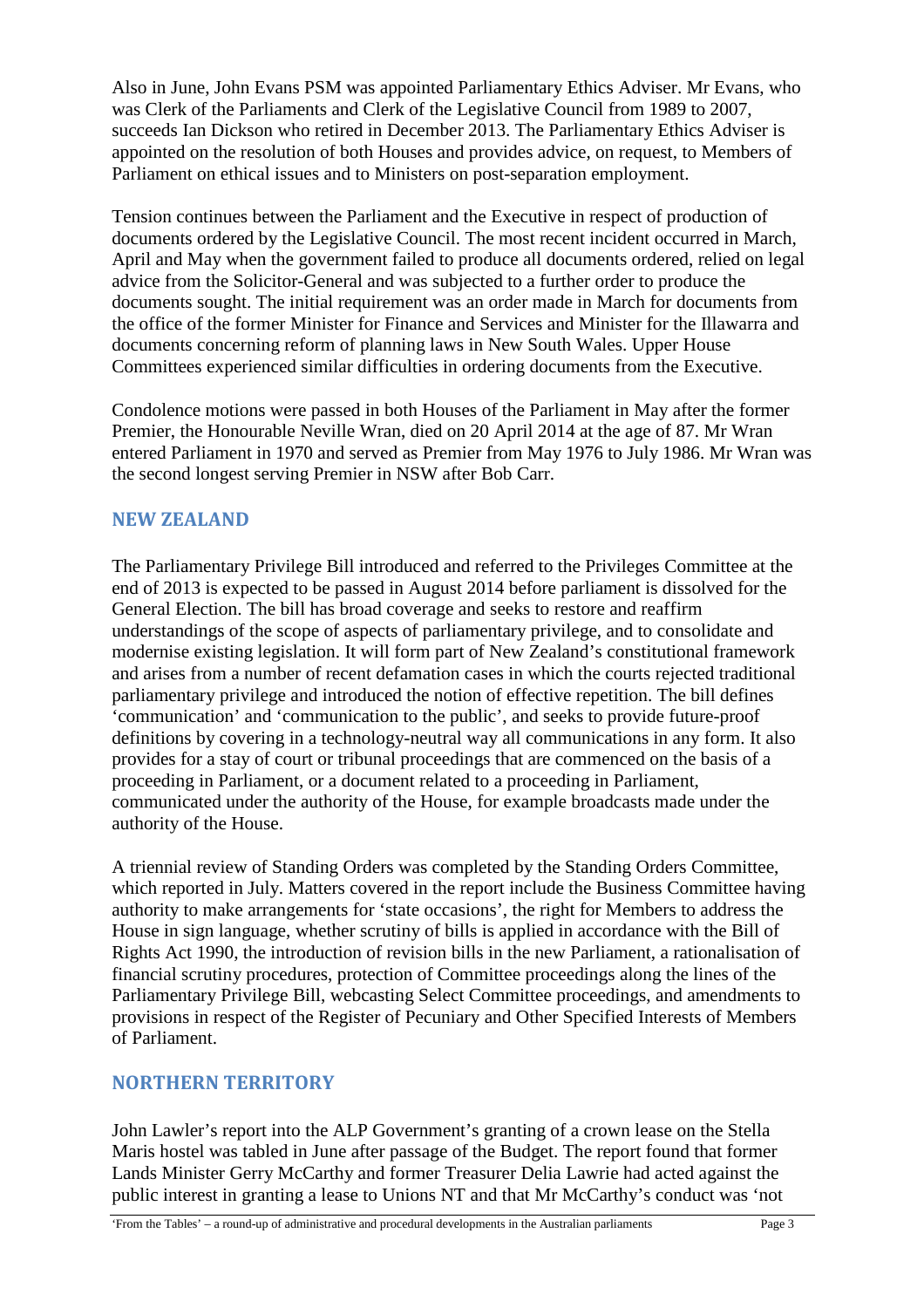Also in June, John Evans PSM was appointed Parliamentary Ethics Adviser. Mr Evans, who was Clerk of the Parliaments and Clerk of the Legislative Council from 1989 to 2007, succeeds Ian Dickson who retired in December 2013. The Parliamentary Ethics Adviser is appointed on the resolution of both Houses and provides advice, on request, to Members of Parliament on ethical issues and to Ministers on post-separation employment.

Tension continues between the Parliament and the Executive in respect of production of documents ordered by the Legislative Council. The most recent incident occurred in March, April and May when the government failed to produce all documents ordered, relied on legal advice from the Solicitor-General and was subjected to a further order to produce the documents sought. The initial requirement was an order made in March for documents from the office of the former Minister for Finance and Services and Minister for the Illawarra and documents concerning reform of planning laws in New South Wales. Upper House Committees experienced similar difficulties in ordering documents from the Executive.

Condolence motions were passed in both Houses of the Parliament in May after the former Premier, the Honourable Neville Wran, died on 20 April 2014 at the age of 87. Mr Wran entered Parliament in 1970 and served as Premier from May 1976 to July 1986. Mr Wran was the second longest serving Premier in NSW after Bob Carr.

## NEW ZEALAND

The Parliamentary Privilege Bill introduced and referred to the Privileges Committee at the end of 2013 is expected to be passed in August 2014 before parliament is dissolved for the General Election. The bill has broad coverage and seeks to restore and reaffirm understandings of the scope of aspects of parliamentary privilege, and to consolidate and modernise existing legislation. It will form part of New Zealand's constitutional framework and arises from a number of recent defamation cases in which the courts rejected traditional parliamentary privilege and introduced the notion of effective repetition. The bill defines 'communication' and 'communication to the public', and seeks to provide future-proof definitions by covering in a technology-neutral way all communications in any form. It also provides for a stay of court or tribunal proceedings that are commenced on the basis of a proceeding in Parliament, or a document related to a proceeding in Parliament, communicated under the authority of the House, for example broadcasts made under the authority of the House.

A triennial review of Standing Orders was completed by the Standing Orders Committee, which reported in July. Matters covered in the report include the Business Committee having authority to make arrangements for 'state occasions', the right for Members to address the House in sign language, whether scrutiny of bills is applied in accordance with the Bill of Rights Act 1990, the introduction of revision bills in the new Parliament, a rationalisation of financial scrutiny procedures, protection of Committee proceedings along the lines of the Parliamentary Privilege Bill, webcasting Select Committee proceedings, and amendments to provisions in respect of the Register of Pecuniary and Other Specified Interests of Members of Parliament.

## NORTHERN TERRITORY

John Lawler's report into the ALP Government's granting of a crown lease on the Stella Maris hostel was tabled in June after passage of the Budget. The report found that former Lands Minister Gerry McCarthy and former Treasurer Delia Lawrie had acted against the public interest in granting a lease to Unions NT and that Mr McCarthy's conduct was 'not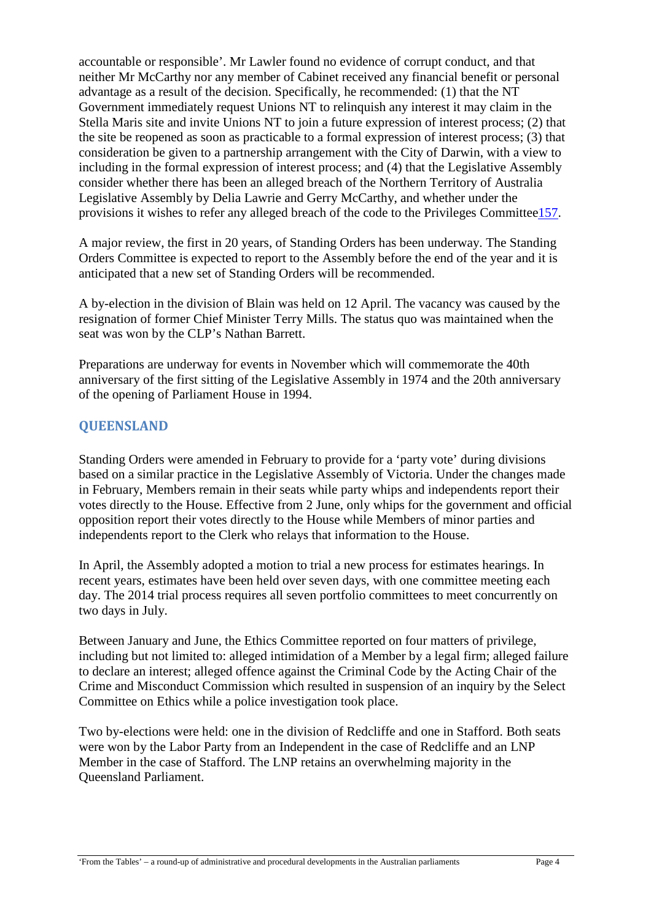accountable or responsible'. Mr Lawler found no evidence of corrupt conduct, and that neither Mr McCarthy nor any member of Cabinet received any financial benefit or personal advantage as a result of the decision. Specifically, he recommended: (1) that the NT Government immediately request Unions NT to relinquish any interest it may claim in the Stella Maris site and invite Unions NT to join a future expression of interest process; (2) that the site be reopened as soon as practicable to a formal expression of interest process; (3) that consideration be given to a partnership arrangement with the City of Darwin, with a view to including in the formal expression of interest process; and (4) that the Legislative Assembly consider whether there has been an alleged breach of the Northern Territory of Australia Legislative Assembly by Delia Lawrie and Gerry McCarthy, and whether under the provisions it wishes to refer any alleged breach of the code to the Privileges Committee[157].

A major review, the first in 20 years, of Standing Orders has been underway. The Standing Orders Committee is expected to report to the Assembly before the end of the year and it is anticipated that a new set of Standing Orders will be recommended.

A by-election in the division of Blain was held on 12 April. The vacancy was caused by the resignation of former Chief Minister Terry Mills. The status quo was maintained when the seat was won by the CLP's Nathan Barrett.

Preparations are underway for events in November which will commemorate the 40th anniversary of the first sitting of the Legislative Assembly in 1974 and the 20th anniversary of the opening of Parliament House in 1994.

## QUEENSLAND

Standing Orders were amended in February to provide for a 'party vote' during divisions based on a similar practice in the Legislative Assembly of Victoria. Under the changes made in February, Members remain in their seats while party whips and independents report their votes directly to the House. Effective from 2 June, only whips for the government and official opposition report their votes directly to the House while Members of minor parties and independents report to the Clerk who relays that information to the House.

In April, the Assembly adopted a motion to trial a new process for estimates hearings. In recent years, estimates have been held over seven days, with one committee meeting each day. The 2014 trial process requires all seven portfolio committees to meet concurrently on two days in July.

Between January and June, the Ethics Committee reported on four matters of privilege, including but not limited to: alleged intimidation of a Member by a legal firm; alleged failure to declare an interest; alleged offence against the Criminal Code by the Acting Chair of the Crime and Misconduct Commission which resulted in suspension of an inquiry by the Select Committee on Ethics while a police investigation took place.

Two by-elections were held: one in the division of Redcliffe and one in Stafford. Both seats were won by the Labor Party from an Independent in the case of Redcliffe and an LNP Member in the case of Stafford. The LNP retains an overwhelming majority in the Queensland Parliament.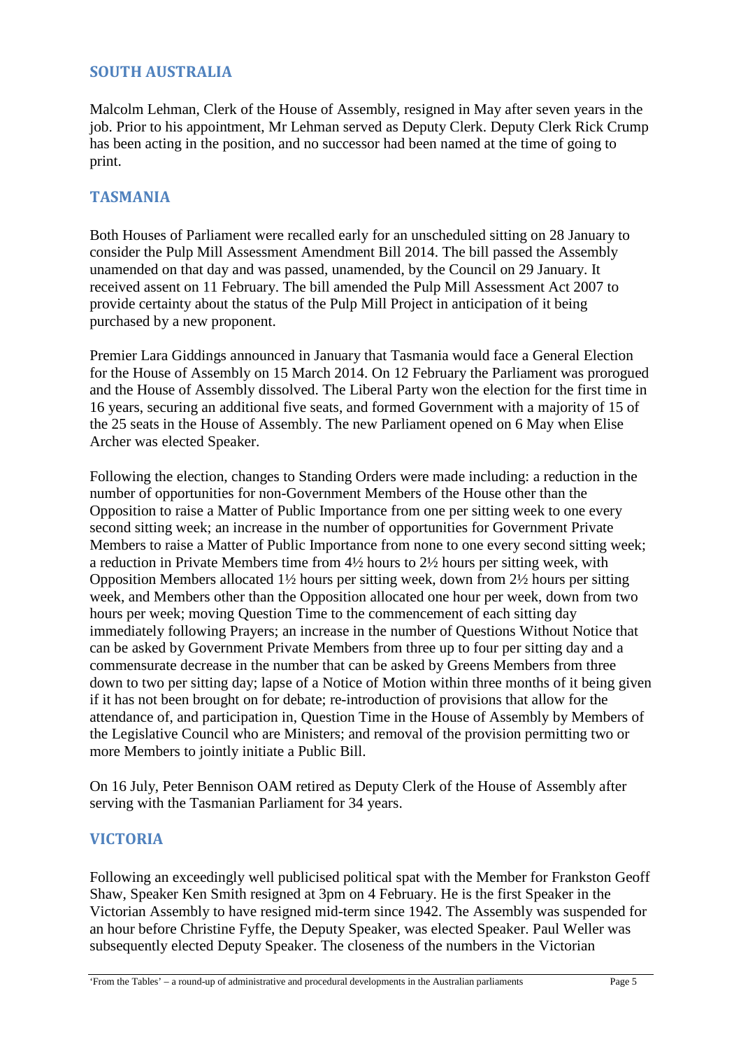## SOUTH AUSTRALIA

Malcolm Lehman, Clerk of the House of Assembly, resigned in May after seven years in the job. Prior to his appointment, Mr Lehman served as Deputy Clerk. Deputy Clerk Rick Crump has been acting in the position, and no successor had been named at the time of going to print.

## TASMANIA

Both Houses of Parliament were recalled early for an unscheduled sitting on 28 January to consider the Pulp Mill Assessment Amendment Bill 2014. The bill passed the Assembly unamended on that day and was passed, unamended, by the Council on 29 January. It received assent on 11 February. The bill amended the Pulp Mill Assessment Act 2007 to provide certainty about the status of the Pulp Mill Project in anticipation of it being purchased by a new proponent.

Premier Lara Giddings announced in January that Tasmania would face a General Election for the House of Assembly on 15 March 2014. On 12 February the Parliament was prorogued and the House of Assembly dissolved. The Liberal Party won the election for the first time in 16 years, securing an additional five seats, and formed Government with a majority of 15 of the 25 seats in the House of Assembly. The new Parliament opened on 6 May when Elise Archer was elected Speaker.

Following the election, changes to Standing Orders were made including: a reduction in the number of opportunities for non-Government Members of the House other than the Opposition to raise a Matter of Public Importance from one per sitting week to one every second sitting week; an increase in the number of opportunities for Government Private Members to raise a Matter of Public Importance from none to one every second sitting week; a reduction in Private Members time from 4½ hours to 2½ hours per sitting week, with Opposition Members allocated 1½ hours per sitting week, down from 2½ hours per sitting week, and Members other than the Opposition allocated one hour per week, down from two hours per week; moving Question Time to the commencement of each sitting day immediately following Prayers; an increase in the number of Questions Without Notice that can be asked by Government Private Members from three up to four per sitting day and a commensurate decrease in the number that can be asked by Greens Members from three down to two per sitting day; lapse of a Notice of Motion within three months of it being given if it has not been brought on for debate; re-introduction of provisions that allow for the attendance of, and participation in, Question Time in the House of Assembly by Members of the Legislative Council who are Ministers; and removal of the provision permitting two or more Members to jointly initiate a Public Bill.

On 16 July, Peter Bennison OAM retired as Deputy Clerk of the House of Assembly after serving with the Tasmanian Parliament for 34 years.

## VICTORIA

Following an exceedingly well publicised political spat with the Member for Frankston Geoff Shaw, Speaker Ken Smith resigned at 3pm on 4 February. He is the first Speaker in the Victorian Assembly to have resigned mid-term since 1942. The Assembly was suspended for an hour before Christine Fyffe, the Deputy Speaker, was elected Speaker. Paul Weller was subsequently elected Deputy Speaker. The closeness of the numbers in the Victorian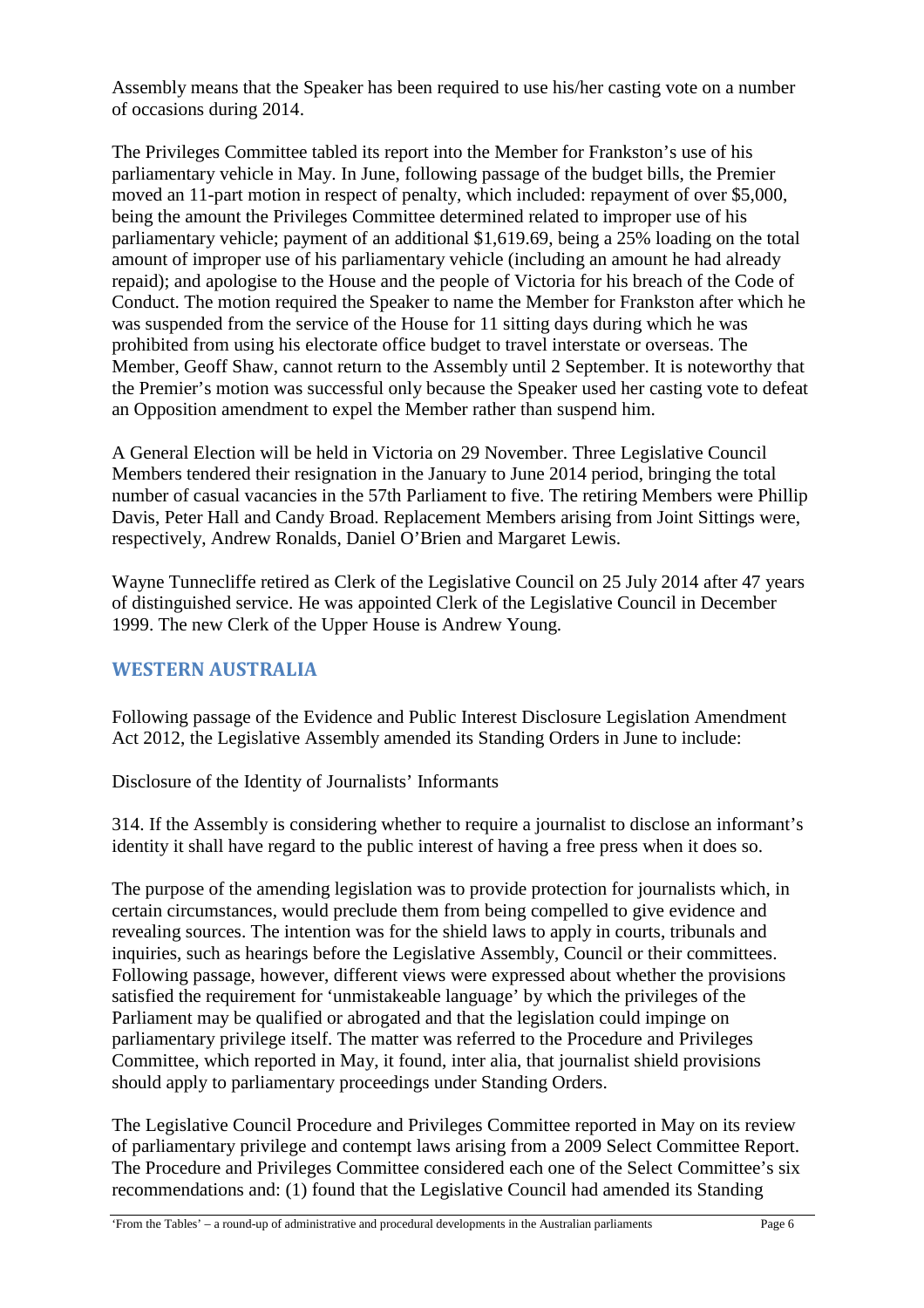Assembly means that the Speaker has been required to use his/her casting vote on a number of occasions during 2014.

The Privileges Committee tabled its report into the Member for Frankston's use of his parliamentary vehicle in May. In June, following passage of the budget bills, the Premier moved an 11-part motion in respect of penalty, which included: repayment of over $5,000, being the amount the Privileges Committee determined related to improper use of his parliamentary vehicle; payment of an additional $1,619.69, being a 25% loading on the total amount of improper use of his parliamentary vehicle (including an amount he had already repaid); and apologise to the House and the people of Victoria for his breach of the Code of Conduct. The motion required the Speaker to name the Member for Frankston after which he was suspended from the service of the House for 11 sitting days during which he was prohibited from using his electorate office budget to travel interstate or overseas. The Member, Geoff Shaw, cannot return to the Assembly until 2 September. It is noteworthy that the Premier's motion was successful only because the Speaker used her casting vote to defeat an Opposition amendment to expel the Member rather than suspend him.

A General Election will be held in Victoria on 29 November. Three Legislative Council Members tendered their resignation in the January to June 2014 period, bringing the total number of casual vacancies in the 57th Parliament to five. The retiring Members were Phillip Davis, Peter Hall and Candy Broad. Replacement Members arising from Joint Sittings were, respectively, Andrew Ronalds, Daniel O'Brien and Margaret Lewis.

Wayne Tunnecliffe retired as Clerk of the Legislative Council on 25 July 2014 after 47 years of distinguished service. He was appointed Clerk of the Legislative Council in December 1999. The new Clerk of the Upper House is Andrew Young.

## WESTERN AUSTRALIA

Following passage of the Evidence and Public Interest Disclosure Legislation Amendment Act 2012, the Legislative Assembly amended its Standing Orders in June to include:

Disclosure of the Identity of Journalists' Informants

314. If the Assembly is considering whether to require a journalist to disclose an informant's identity it shall have regard to the public interest of having a free press when it does so.

The purpose of the amending legislation was to provide protection for journalists which, in certain circumstances, would preclude them from being compelled to give evidence and revealing sources. The intention was for the shield laws to apply in courts, tribunals and inquiries, such as hearings before the Legislative Assembly, Council or their committees. Following passage, however, different views were expressed about whether the provisions satisfied the requirement for 'unmistakeable language' by which the privileges of the Parliament may be qualified or abrogated and that the legislation could impinge on parliamentary privilege itself. The matter was referred to the Procedure and Privileges Committee, which reported in May, it found, inter alia, that journalist shield provisions should apply to parliamentary proceedings under Standing Orders.

The Legislative Council Procedure and Privileges Committee reported in May on its review of parliamentary privilege and contempt laws arising from a 2009 Select Committee Report. The Procedure and Privileges Committee considered each one of the Select Committee's six recommendations and: (1) found that the Legislative Council had amended its Standing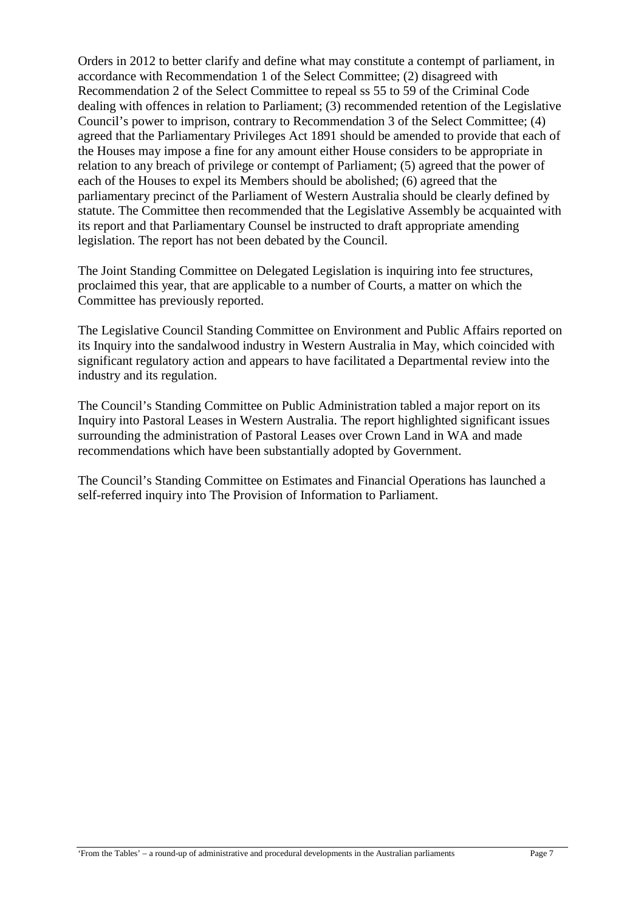Orders in 2012 to better clarify and define what may constitute a contempt of parliament, in accordance with Recommendation 1 of the Select Committee; (2) disagreed with Recommendation 2 of the Select Committee to repeal ss 55 to 59 of the Criminal Code dealing with offences in relation to Parliament; (3) recommended retention of the Legislative Council's power to imprison, contrary to Recommendation 3 of the Select Committee; (4) agreed that the Parliamentary Privileges Act 1891 should be amended to provide that each of the Houses may impose a fine for any amount either House considers to be appropriate in relation to any breach of privilege or contempt of Parliament; (5) agreed that the power of each of the Houses to expel its Members should be abolished; (6) agreed that the parliamentary precinct of the Parliament of Western Australia should be clearly defined by statute. The Committee then recommended that the Legislative Assembly be acquainted with its report and that Parliamentary Counsel be instructed to draft appropriate amending legislation. The report has not been debated by the Council.

The Joint Standing Committee on Delegated Legislation is inquiring into fee structures, proclaimed this year, that are applicable to a number of Courts, a matter on which the Committee has previously reported.

The Legislative Council Standing Committee on Environment and Public Affairs reported on its Inquiry into the sandalwood industry in Western Australia in May, which coincided with significant regulatory action and appears to have facilitated a Departmental review into the industry and its regulation.

The Council's Standing Committee on Public Administration tabled a major report on its Inquiry into Pastoral Leases in Western Australia. The report highlighted significant issues surrounding the administration of Pastoral Leases over Crown Land in WA and made recommendations which have been substantially adopted by Government.

The Council's Standing Committee on Estimates and Financial Operations has launched a self-referred inquiry into The Provision of Information to Parliament.